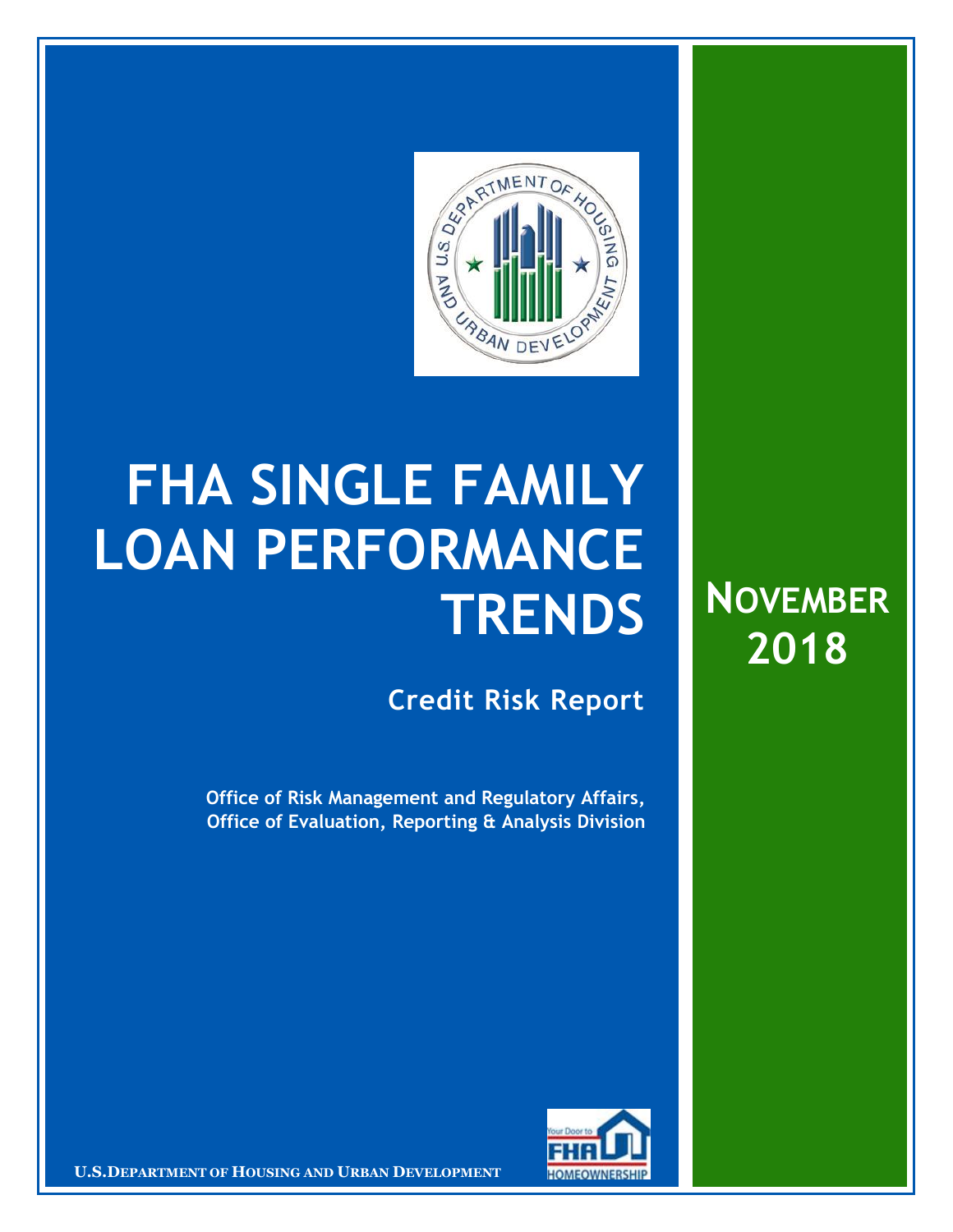# FHA SINGLE FAMILY LOAN PERFORMANCE TRENDS

## Credit Risk Report

**Office of Risk Management and Regulatory Affairs, Office of Evaluation, Reporting & Analysis Division**

**NOVEMBER 2018**

U.S. DEPARTMENT OF HOUSING AND URBAN DEVELOPMENT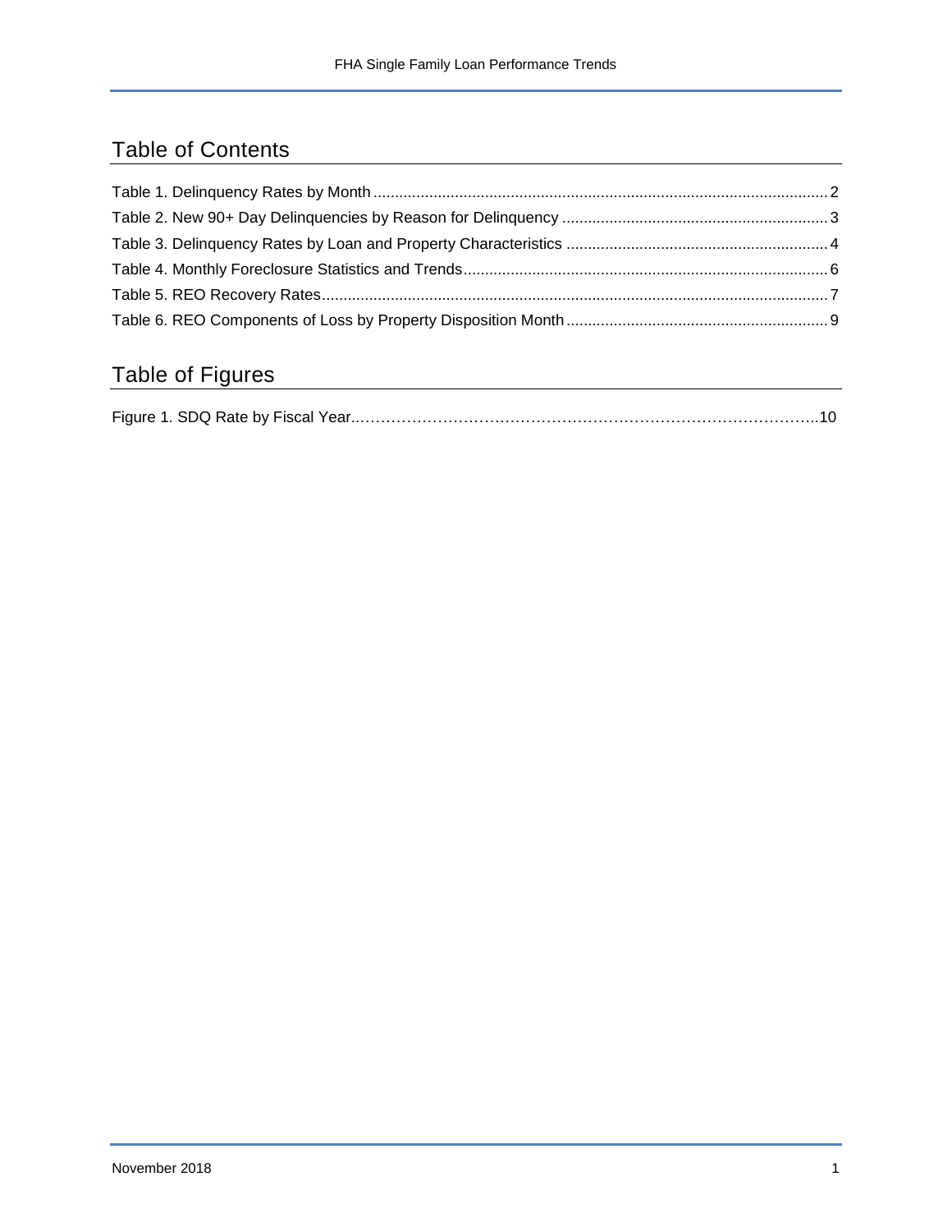## Table of Contents

Table 1. Delinquency Rates by Month .......... 2
Table 2. New 90+ Day Delinquencies by Reason for Delinquency .......... 3
Table 3. Delinquency Rates by Loan and Property Characteristics .......... 4
Table 4. Monthly Foreclosure Statistics and Trends .......... 6
Table 5. REO Recovery Rates .......... 7
Table 6. REO Components of Loss by Property Disposition Month .......... 9

## Table of Figures

Figure 1. SDQ Rate by Fiscal Year .......... 10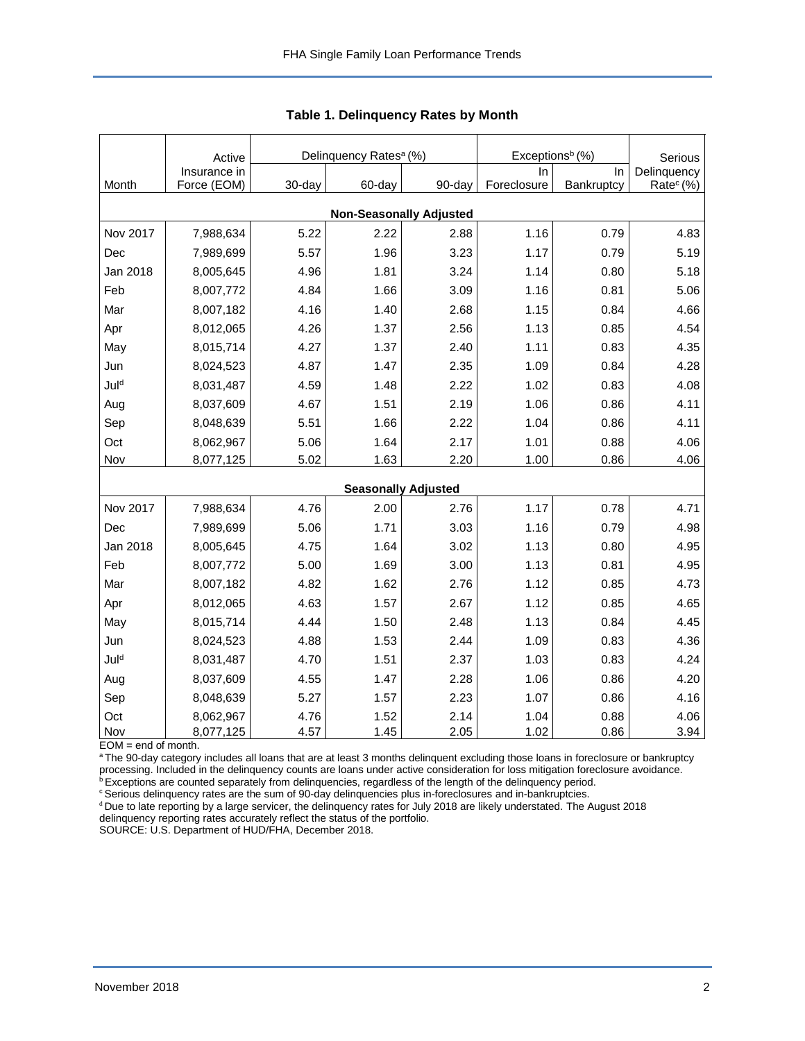**Table 1. Delinquency Rates by Month**

| Month | Active Insurance in Force (EOM) | Delinquency Rates[a] (%) | | | Exceptions[b] (%) | | Serious Delinquency Rate[c] (%) |
|---|---|---|---|---|---|---|---|
| | | 30-day | 60-day | 90-day | In Foreclosure | In Bankruptcy | |
| **Non-Seasonally Adjusted** | | | | | | | |
| Nov 2017 | 7,988,634 | 5.22 | 2.22 | 2.88 | 1.16 | 0.79 | 4.83 |
| Dec | 7,989,699 | 5.57 | 1.96 | 3.23 | 1.17 | 0.79 | 5.19 |
| Jan 2018 | 8,005,645 | 4.96 | 1.81 | 3.24 | 1.14 | 0.80 | 5.18 |
| Feb | 8,007,772 | 4.84 | 1.66 | 3.09 | 1.16 | 0.81 | 5.06 |
| Mar | 8,007,182 | 4.16 | 1.40 | 2.68 | 1.15 | 0.84 | 4.66 |
| Apr | 8,012,065 | 4.26 | 1.37 | 2.56 | 1.13 | 0.85 | 4.54 |
| May | 8,015,714 | 4.27 | 1.37 | 2.40 | 1.11 | 0.83 | 4.35 |
| Jun | 8,024,523 | 4.87 | 1.47 | 2.35 | 1.09 | 0.84 | 4.28 |
| Jul[d] | 8,031,487 | 4.59 | 1.48 | 2.22 | 1.02 | 0.83 | 4.08 |
| Aug | 8,037,609 | 4.67 | 1.51 | 2.19 | 1.06 | 0.86 | 4.11 |
| Sep | 8,048,639 | 5.51 | 1.66 | 2.22 | 1.04 | 0.86 | 4.11 |
| Oct | 8,062,967 | 5.06 | 1.64 | 2.17 | 1.01 | 0.88 | 4.06 |
| Nov | 8,077,125 | 5.02 | 1.63 | 2.20 | 1.00 | 0.86 | 4.06 |
| **Seasonally Adjusted** | | | | | | | |
| Nov 2017 | 7,988,634 | 4.76 | 2.00 | 2.76 | 1.17 | 0.78 | 4.71 |
| Dec | 7,989,699 | 5.06 | 1.71 | 3.03 | 1.16 | 0.79 | 4.98 |
| Jan 2018 | 8,005,645 | 4.75 | 1.64 | 3.02 | 1.13 | 0.80 | 4.95 |
| Feb | 8,007,772 | 5.00 | 1.69 | 3.00 | 1.13 | 0.81 | 4.95 |
| Mar | 8,007,182 | 4.82 | 1.62 | 2.76 | 1.12 | 0.85 | 4.73 |
| Apr | 8,012,065 | 4.63 | 1.57 | 2.67 | 1.12 | 0.85 | 4.65 |
| May | 8,015,714 | 4.44 | 1.50 | 2.48 | 1.13 | 0.84 | 4.45 |
| Jun | 8,024,523 | 4.88 | 1.53 | 2.44 | 1.09 | 0.83 | 4.36 |
| Jul[d] | 8,031,487 | 4.70 | 1.51 | 2.37 | 1.03 | 0.83 | 4.24 |
| Aug | 8,037,609 | 4.55 | 1.47 | 2.28 | 1.06 | 0.86 | 4.20 |
| Sep | 8,048,639 | 5.27 | 1.57 | 2.23 | 1.07 | 0.86 | 4.16 |
| Oct | 8,062,967 | 4.76 | 1.52 | 2.14 | 1.04 | 0.88 | 4.06 |
| Nov | 8,077,125 | 4.57 | 1.45 | 2.05 | 1.02 | 0.86 | 3.94 |

EOM = end of month.

[a] The 90-day category includes all loans that are at least 3 months delinquent excluding those loans in foreclosure or bankruptcy processing. Included in the delinquency counts are loans under active consideration for loss mitigation foreclosure avoidance.

[b] Exceptions are counted separately from delinquencies, regardless of the length of the delinquency period.

[c] Serious delinquency rates are the sum of 90-day delinquencies plus in-foreclosures and in-bankruptcies.

[d] Due to late reporting by a large servicer, the delinquency rates for July 2018 are likely understated. The August 2018 delinquency reporting rates accurately reflect the status of the portfolio.

SOURCE: U.S. Department of HUD/FHA, December 2018.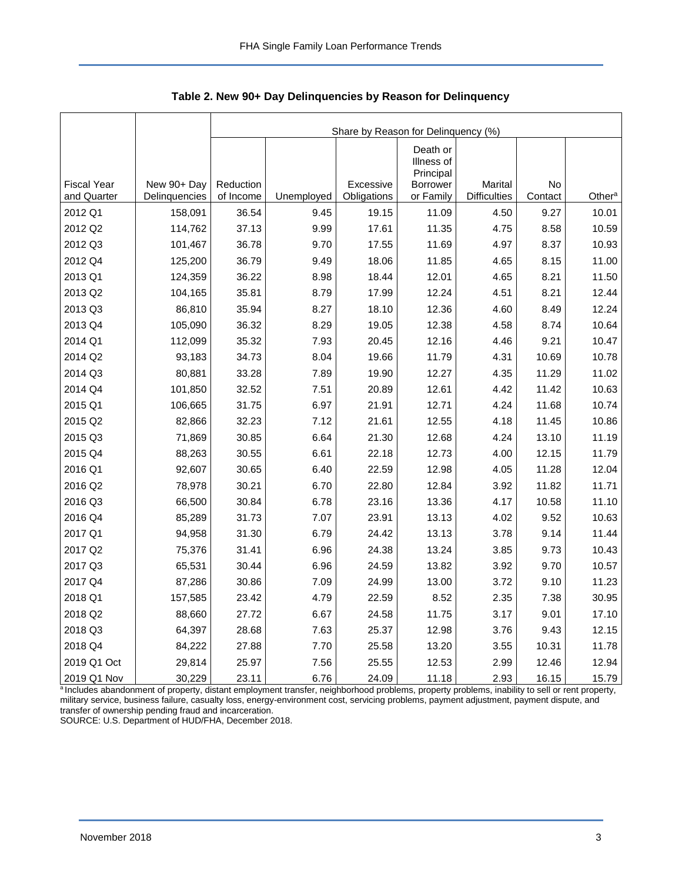**Table 2. New 90+ Day Delinquencies by Reason for Delinquency**

| Fiscal Year and Quarter | New 90+ Day Delinquencies | Share by Reason for Delinquency (%) | | | | | | |
|---|---|---|---|---|---|---|---|---|
| | | Reduction of Income | Unemployed | Excessive Obligations | Death or Illness of Principal Borrower or Family | Marital Difficulties | No Contact | Other[a] |
| 2012 Q1 | 158,091 | 36.54 | 9.45 | 19.15 | 11.09 | 4.50 | 9.27 | 10.01 |
| 2012 Q2 | 114,762 | 37.13 | 9.99 | 17.61 | 11.35 | 4.75 | 8.58 | 10.59 |
| 2012 Q3 | 101,467 | 36.78 | 9.70 | 17.55 | 11.69 | 4.97 | 8.37 | 10.93 |
| 2012 Q4 | 125,200 | 36.79 | 9.49 | 18.06 | 11.85 | 4.65 | 8.15 | 11.00 |
| 2013 Q1 | 124,359 | 36.22 | 8.98 | 18.44 | 12.01 | 4.65 | 8.21 | 11.50 |
| 2013 Q2 | 104,165 | 35.81 | 8.79 | 17.99 | 12.24 | 4.51 | 8.21 | 12.44 |
| 2013 Q3 | 86,810 | 35.94 | 8.27 | 18.10 | 12.36 | 4.60 | 8.49 | 12.24 |
| 2013 Q4 | 105,090 | 36.32 | 8.29 | 19.05 | 12.38 | 4.58 | 8.74 | 10.64 |
| 2014 Q1 | 112,099 | 35.32 | 7.93 | 20.45 | 12.16 | 4.46 | 9.21 | 10.47 |
| 2014 Q2 | 93,183 | 34.73 | 8.04 | 19.66 | 11.79 | 4.31 | 10.69 | 10.78 |
| 2014 Q3 | 80,881 | 33.28 | 7.89 | 19.90 | 12.27 | 4.35 | 11.29 | 11.02 |
| 2014 Q4 | 101,850 | 32.52 | 7.51 | 20.89 | 12.61 | 4.42 | 11.42 | 10.63 |
| 2015 Q1 | 106,665 | 31.75 | 6.97 | 21.91 | 12.71 | 4.24 | 11.68 | 10.74 |
| 2015 Q2 | 82,866 | 32.23 | 7.12 | 21.61 | 12.55 | 4.18 | 11.45 | 10.86 |
| 2015 Q3 | 71,869 | 30.85 | 6.64 | 21.30 | 12.68 | 4.24 | 13.10 | 11.19 |
| 2015 Q4 | 88,263 | 30.55 | 6.61 | 22.18 | 12.73 | 4.00 | 12.15 | 11.79 |
| 2016 Q1 | 92,607 | 30.65 | 6.40 | 22.59 | 12.98 | 4.05 | 11.28 | 12.04 |
| 2016 Q2 | 78,978 | 30.21 | 6.70 | 22.80 | 12.84 | 3.92 | 11.82 | 11.71 |
| 2016 Q3 | 66,500 | 30.84 | 6.78 | 23.16 | 13.36 | 4.17 | 10.58 | 11.10 |
| 2016 Q4 | 85,289 | 31.73 | 7.07 | 23.91 | 13.13 | 4.02 | 9.52 | 10.63 |
| 2017 Q1 | 94,958 | 31.30 | 6.79 | 24.42 | 13.13 | 3.78 | 9.14 | 11.44 |
| 2017 Q2 | 75,376 | 31.41 | 6.96 | 24.38 | 13.24 | 3.85 | 9.73 | 10.43 |
| 2017 Q3 | 65,531 | 30.44 | 6.96 | 24.59 | 13.82 | 3.92 | 9.70 | 10.57 |
| 2017 Q4 | 87,286 | 30.86 | 7.09 | 24.99 | 13.00 | 3.72 | 9.10 | 11.23 |
| 2018 Q1 | 157,585 | 23.42 | 4.79 | 22.59 | 8.52 | 2.35 | 7.38 | 30.95 |
| 2018 Q2 | 88,660 | 27.72 | 6.67 | 24.58 | 11.75 | 3.17 | 9.01 | 17.10 |
| 2018 Q3 | 64,397 | 28.68 | 7.63 | 25.37 | 12.98 | 3.76 | 9.43 | 12.15 |
| 2018 Q4 | 84,222 | 27.88 | 7.70 | 25.58 | 13.20 | 3.55 | 10.31 | 11.78 |
| 2019 Q1 Oct | 29,814 | 25.97 | 7.56 | 25.55 | 12.53 | 2.99 | 12.46 | 12.94 |
| 2019 Q1 Nov | 30,229 | 23.11 | 6.76 | 24.09 | 11.18 | 2.93 | 16.15 | 15.79 |

[a] Includes abandonment of property, distant employment transfer, neighborhood problems, property problems, inability to sell or rent property, military service, business failure, casualty loss, energy-environment cost, servicing problems, payment adjustment, payment dispute, and transfer of ownership pending fraud and incarceration.
SOURCE: U.S. Department of HUD/FHA, December 2018.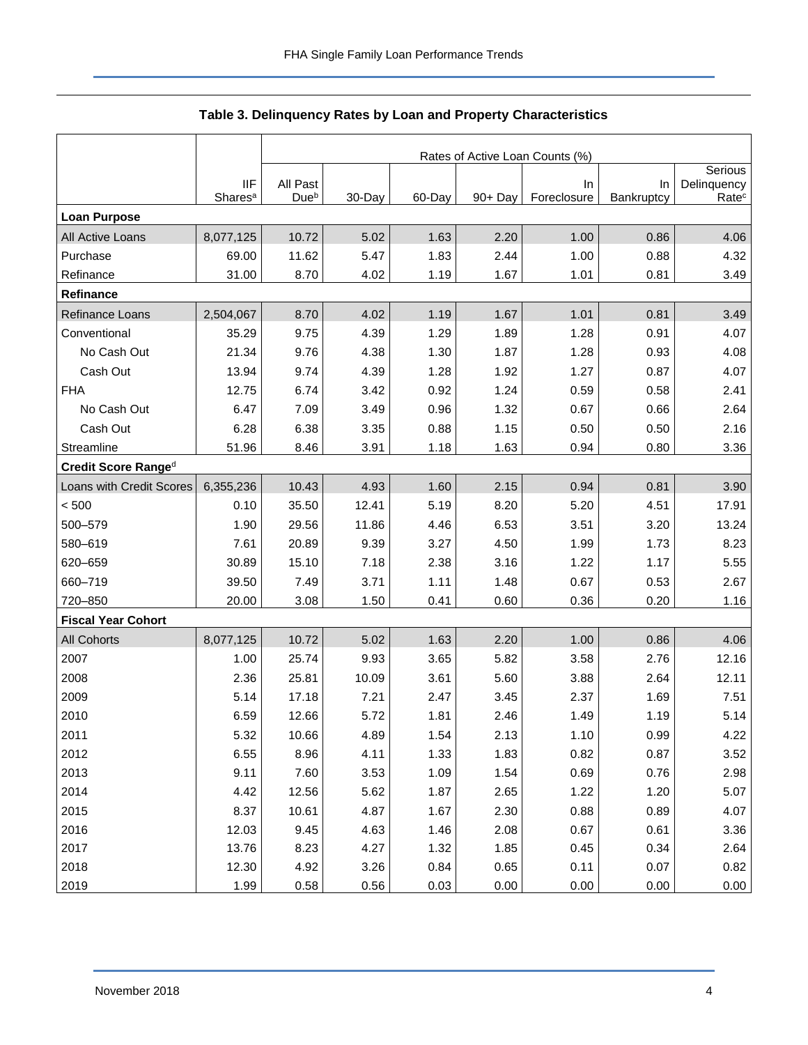## Table 3. Delinquency Rates by Loan and Property Characteristics

| | IIF Shares[a] | Rates of Active Loan Counts (%) | | | | | | |
|---|---|---|---|---|---|---|---|---|
| | | All Past Due[b] | 30-Day | 60-Day | 90+ Day | In Foreclosure | In Bankruptcy | Serious Delinquency Rate[c] |
| **Loan Purpose** | | | | | | | | |
| All Active Loans | 8,077,125 | 10.72 | 5.02 | 1.63 | 2.20 | 1.00 | 0.86 | 4.06 |
| Purchase | 69.00 | 11.62 | 5.47 | 1.83 | 2.44 | 1.00 | 0.88 | 4.32 |
| Refinance | 31.00 | 8.70 | 4.02 | 1.19 | 1.67 | 1.01 | 0.81 | 3.49 |
| **Refinance** | | | | | | | | |
| Refinance Loans | 2,504,067 | 8.70 | 4.02 | 1.19 | 1.67 | 1.01 | 0.81 | 3.49 |
| Conventional | 35.29 | 9.75 | 4.39 | 1.29 | 1.89 | 1.28 | 0.91 | 4.07 |
| No Cash Out | 21.34 | 9.76 | 4.38 | 1.30 | 1.87 | 1.28 | 0.93 | 4.08 |
| Cash Out | 13.94 | 9.74 | 4.39 | 1.28 | 1.92 | 1.27 | 0.87 | 4.07 |
| FHA | 12.75 | 6.74 | 3.42 | 0.92 | 1.24 | 0.59 | 0.58 | 2.41 |
| No Cash Out | 6.47 | 7.09 | 3.49 | 0.96 | 1.32 | 0.67 | 0.66 | 2.64 |
| Cash Out | 6.28 | 6.38 | 3.35 | 0.88 | 1.15 | 0.50 | 0.50 | 2.16 |
| Streamline | 51.96 | 8.46 | 3.91 | 1.18 | 1.63 | 0.94 | 0.80 | 3.36 |
| **Credit Score Range[d]** | | | | | | | | |
| Loans with Credit Scores | 6,355,236 | 10.43 | 4.93 | 1.60 | 2.15 | 0.94 | 0.81 | 3.90 |
| < 500 | 0.10 | 35.50 | 12.41 | 5.19 | 8.20 | 5.20 | 4.51 | 17.91 |
| 500–579 | 1.90 | 29.56 | 11.86 | 4.46 | 6.53 | 3.51 | 3.20 | 13.24 |
| 580–619 | 7.61 | 20.89 | 9.39 | 3.27 | 4.50 | 1.99 | 1.73 | 8.23 |
| 620–659 | 30.89 | 15.10 | 7.18 | 2.38 | 3.16 | 1.22 | 1.17 | 5.55 |
| 660–719 | 39.50 | 7.49 | 3.71 | 1.11 | 1.48 | 0.67 | 0.53 | 2.67 |
| 720–850 | 20.00 | 3.08 | 1.50 | 0.41 | 0.60 | 0.36 | 0.20 | 1.16 |
| **Fiscal Year Cohort** | | | | | | | | |
| All Cohorts | 8,077,125 | 10.72 | 5.02 | 1.63 | 2.20 | 1.00 | 0.86 | 4.06 |
| 2007 | 1.00 | 25.74 | 9.93 | 3.65 | 5.82 | 3.58 | 2.76 | 12.16 |
| 2008 | 2.36 | 25.81 | 10.09 | 3.61 | 5.60 | 3.88 | 2.64 | 12.11 |
| 2009 | 5.14 | 17.18 | 7.21 | 2.47 | 3.45 | 2.37 | 1.69 | 7.51 |
| 2010 | 6.59 | 12.66 | 5.72 | 1.81 | 2.46 | 1.49 | 1.19 | 5.14 |
| 2011 | 5.32 | 10.66 | 4.89 | 1.54 | 2.13 | 1.10 | 0.99 | 4.22 |
| 2012 | 6.55 | 8.96 | 4.11 | 1.33 | 1.83 | 0.82 | 0.87 | 3.52 |
| 2013 | 9.11 | 7.60 | 3.53 | 1.09 | 1.54 | 0.69 | 0.76 | 2.98 |
| 2014 | 4.42 | 12.56 | 5.62 | 1.87 | 2.65 | 1.22 | 1.20 | 5.07 |
| 2015 | 8.37 | 10.61 | 4.87 | 1.67 | 2.30 | 0.88 | 0.89 | 4.07 |
| 2016 | 12.03 | 9.45 | 4.63 | 1.46 | 2.08 | 0.67 | 0.61 | 3.36 |
| 2017 | 13.76 | 8.23 | 4.27 | 1.32 | 1.85 | 0.45 | 0.34 | 2.64 |
| 2018 | 12.30 | 4.92 | 3.26 | 0.84 | 0.65 | 0.11 | 0.07 | 0.82 |
| 2019 | 1.99 | 0.58 | 0.56 | 0.03 | 0.00 | 0.00 | 0.00 | 0.00 |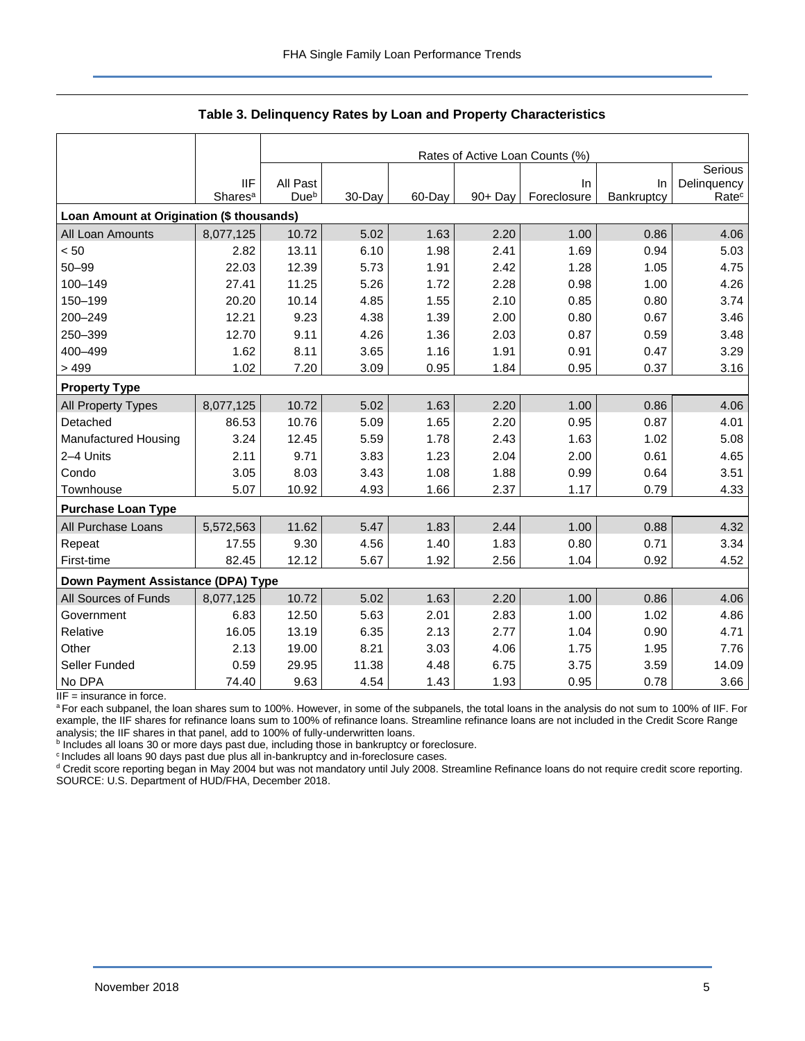**Table 3. Delinquency Rates by Loan and Property Characteristics**

| | IIF Shares[a] | Rates of Active Loan Counts (%) | | | | | | |
|---|---|---|---|---|---|---|---|---|
| | | All Past Due[b] | 30-Day | 60-Day | 90+ Day | In Foreclosure | In Bankruptcy | Serious Delinquency Rate[c] |
| **Loan Amount at Origination ($ thousands)** | | | | | | | | |
| All Loan Amounts | 8,077,125 | 10.72 | 5.02 | 1.63 | 2.20 | 1.00 | 0.86 | 4.06 |
| < 50 | 2.82 | 13.11 | 6.10 | 1.98 | 2.41 | 1.69 | 0.94 | 5.03 |
| 50–99 | 22.03 | 12.39 | 5.73 | 1.91 | 2.42 | 1.28 | 1.05 | 4.75 |
| 100–149 | 27.41 | 11.25 | 5.26 | 1.72 | 2.28 | 0.98 | 1.00 | 4.26 |
| 150–199 | 20.20 | 10.14 | 4.85 | 1.55 | 2.10 | 0.85 | 0.80 | 3.74 |
| 200–249 | 12.21 | 9.23 | 4.38 | 1.39 | 2.00 | 0.80 | 0.67 | 3.46 |
| 250–399 | 12.70 | 9.11 | 4.26 | 1.36 | 2.03 | 0.87 | 0.59 | 3.48 |
| 400–499 | 1.62 | 8.11 | 3.65 | 1.16 | 1.91 | 0.91 | 0.47 | 3.29 |
| > 499 | 1.02 | 7.20 | 3.09 | 0.95 | 1.84 | 0.95 | 0.37 | 3.16 |
| **Property Type** | | | | | | | | |
| All Property Types | 8,077,125 | 10.72 | 5.02 | 1.63 | 2.20 | 1.00 | 0.86 | 4.06 |
| Detached | 86.53 | 10.76 | 5.09 | 1.65 | 2.20 | 0.95 | 0.87 | 4.01 |
| Manufactured Housing | 3.24 | 12.45 | 5.59 | 1.78 | 2.43 | 1.63 | 1.02 | 5.08 |
| 2–4 Units | 2.11 | 9.71 | 3.83 | 1.23 | 2.04 | 2.00 | 0.61 | 4.65 |
| Condo | 3.05 | 8.03 | 3.43 | 1.08 | 1.88 | 0.99 | 0.64 | 3.51 |
| Townhouse | 5.07 | 10.92 | 4.93 | 1.66 | 2.37 | 1.17 | 0.79 | 4.33 |
| **Purchase Loan Type** | | | | | | | | |
| All Purchase Loans | 5,572,563 | 11.62 | 5.47 | 1.83 | 2.44 | 1.00 | 0.88 | 4.32 |
| Repeat | 17.55 | 9.30 | 4.56 | 1.40 | 1.83 | 0.80 | 0.71 | 3.34 |
| First-time | 82.45 | 12.12 | 5.67 | 1.92 | 2.56 | 1.04 | 0.92 | 4.52 |
| **Down Payment Assistance (DPA) Type** | | | | | | | | |
| All Sources of Funds | 8,077,125 | 10.72 | 5.02 | 1.63 | 2.20 | 1.00 | 0.86 | 4.06 |
| Government | 6.83 | 12.50 | 5.63 | 2.01 | 2.83 | 1.00 | 1.02 | 4.86 |
| Relative | 16.05 | 13.19 | 6.35 | 2.13 | 2.77 | 1.04 | 0.90 | 4.71 |
| Other | 2.13 | 19.00 | 8.21 | 3.03 | 4.06 | 1.75 | 1.95 | 7.76 |
| Seller Funded | 0.59 | 29.95 | 11.38 | 4.48 | 6.75 | 3.75 | 3.59 | 14.09 |
| No DPA | 74.40 | 9.63 | 4.54 | 1.43 | 1.93 | 0.95 | 0.78 | 3.66 |

IIF = insurance in force.

[a] For each subpanel, the loan shares sum to 100%. However, in some of the subpanels, the total loans in the analysis do not sum to 100% of IIF. For example, the IIF shares for refinance loans sum to 100% of refinance loans. Streamline refinance loans are not included in the Credit Score Range analysis; the IIF shares in that panel, add to 100% of fully-underwritten loans.

[b] Includes all loans 30 or more days past due, including those in bankruptcy or foreclosure.

[c] Includes all loans 90 days past due plus all in-bankruptcy and in-foreclosure cases.

[d] Credit score reporting began in May 2004 but was not mandatory until July 2008. Streamline Refinance loans do not require credit score reporting.

SOURCE: U.S. Department of HUD/FHA, December 2018.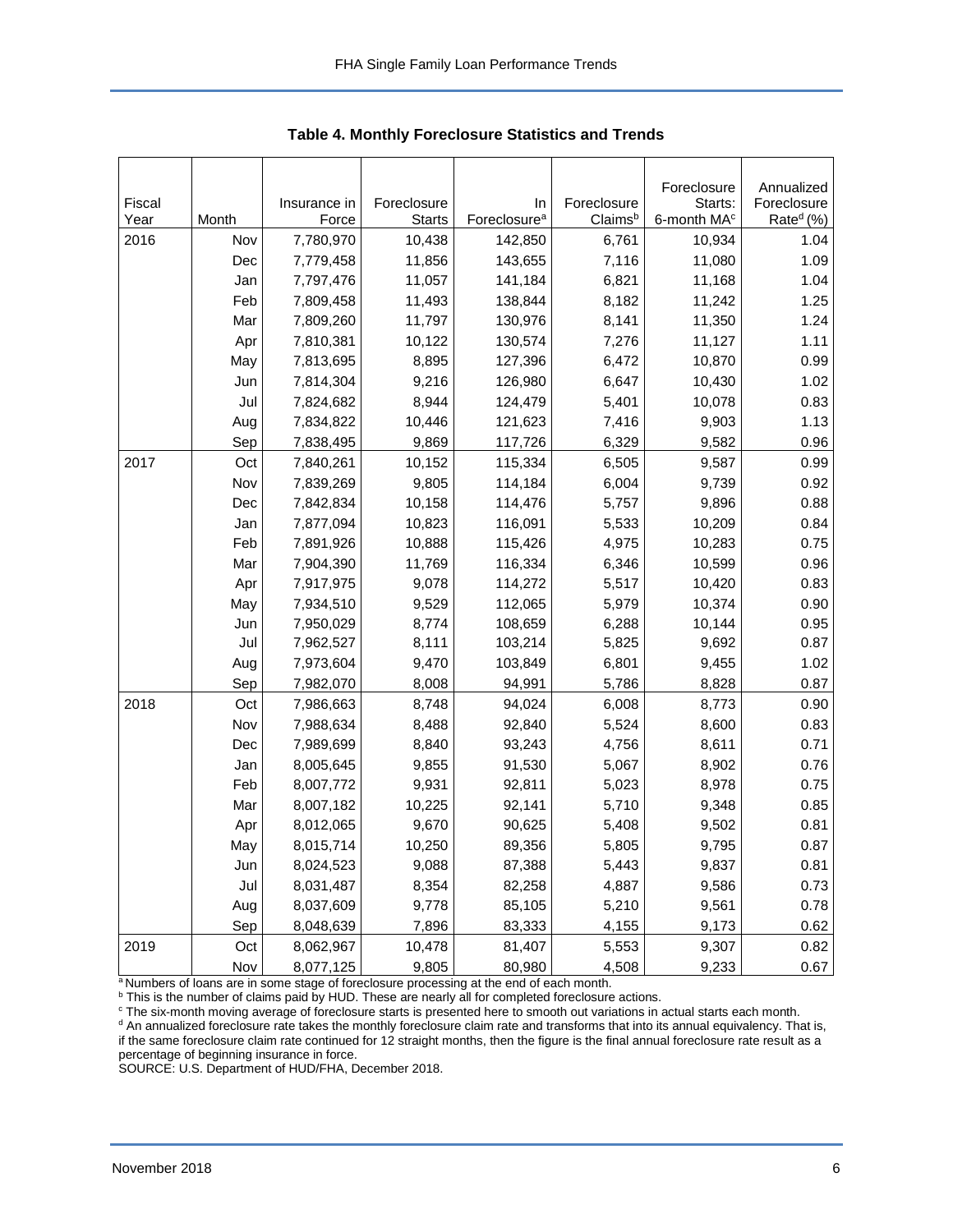**Table 4. Monthly Foreclosure Statistics and Trends**

| Fiscal Year | Month | Insurance in Force | Foreclosure Starts | In Foreclosure[a] | Foreclosure Claims[b] | Foreclosure Starts: 6-month MA[c] | Annualized Foreclosure Rate[d] (%) |
|---|---|---|---|---|---|---|---|
| 2016 | Nov | 7,780,970 | 10,438 | 142,850 | 6,761 | 10,934 | 1.04 |
| | Dec | 7,779,458 | 11,856 | 143,655 | 7,116 | 11,080 | 1.09 |
| | Jan | 7,797,476 | 11,057 | 141,184 | 6,821 | 11,168 | 1.04 |
| | Feb | 7,809,458 | 11,493 | 138,844 | 8,182 | 11,242 | 1.25 |
| | Mar | 7,809,260 | 11,797 | 130,976 | 8,141 | 11,350 | 1.24 |
| | Apr | 7,810,381 | 10,122 | 130,574 | 7,276 | 11,127 | 1.11 |
| | May | 7,813,695 | 8,895 | 127,396 | 6,472 | 10,870 | 0.99 |
| | Jun | 7,814,304 | 9,216 | 126,980 | 6,647 | 10,430 | 1.02 |
| | Jul | 7,824,682 | 8,944 | 124,479 | 5,401 | 10,078 | 0.83 |
| | Aug | 7,834,822 | 10,446 | 121,623 | 7,416 | 9,903 | 1.13 |
| | Sep | 7,838,495 | 9,869 | 117,726 | 6,329 | 9,582 | 0.96 |
| 2017 | Oct | 7,840,261 | 10,152 | 115,334 | 6,505 | 9,587 | 0.99 |
| | Nov | 7,839,269 | 9,805 | 114,184 | 6,004 | 9,739 | 0.92 |
| | Dec | 7,842,834 | 10,158 | 114,476 | 5,757 | 9,896 | 0.88 |
| | Jan | 7,877,094 | 10,823 | 116,091 | 5,533 | 10,209 | 0.84 |
| | Feb | 7,891,926 | 10,888 | 115,426 | 4,975 | 10,283 | 0.75 |
| | Mar | 7,904,390 | 11,769 | 116,334 | 6,346 | 10,599 | 0.96 |
| | Apr | 7,917,975 | 9,078 | 114,272 | 5,517 | 10,420 | 0.83 |
| | May | 7,934,510 | 9,529 | 112,065 | 5,979 | 10,374 | 0.90 |
| | Jun | 7,950,029 | 8,774 | 108,659 | 6,288 | 10,144 | 0.95 |
| | Jul | 7,962,527 | 8,111 | 103,214 | 5,825 | 9,692 | 0.87 |
| | Aug | 7,973,604 | 9,470 | 103,849 | 6,801 | 9,455 | 1.02 |
| | Sep | 7,982,070 | 8,008 | 94,991 | 5,786 | 8,828 | 0.87 |
| 2018 | Oct | 7,986,663 | 8,748 | 94,024 | 6,008 | 8,773 | 0.90 |
| | Nov | 7,988,634 | 8,488 | 92,840 | 5,524 | 8,600 | 0.83 |
| | Dec | 7,989,699 | 8,840 | 93,243 | 4,756 | 8,611 | 0.71 |
| | Jan | 8,005,645 | 9,855 | 91,530 | 5,067 | 8,902 | 0.76 |
| | Feb | 8,007,772 | 9,931 | 92,811 | 5,023 | 8,978 | 0.75 |
| | Mar | 8,007,182 | 10,225 | 92,141 | 5,710 | 9,348 | 0.85 |
| | Apr | 8,012,065 | 9,670 | 90,625 | 5,408 | 9,502 | 0.81 |
| | May | 8,015,714 | 10,250 | 89,356 | 5,805 | 9,795 | 0.87 |
| | Jun | 8,024,523 | 9,088 | 87,388 | 5,443 | 9,837 | 0.81 |
| | Jul | 8,031,487 | 8,354 | 82,258 | 4,887 | 9,586 | 0.73 |
| | Aug | 8,037,609 | 9,778 | 85,105 | 5,210 | 9,561 | 0.78 |
| | Sep | 8,048,639 | 7,896 | 83,333 | 4,155 | 9,173 | 0.62 |
| 2019 | Oct | 8,062,967 | 10,478 | 81,407 | 5,553 | 9,307 | 0.82 |
| | Nov | 8,077,125 | 9,805 | 80,980 | 4,508 | 9,233 | 0.67 |

[a] Numbers of loans are in some stage of foreclosure processing at the end of each month.

[b] This is the number of claims paid by HUD. These are nearly all for completed foreclosure actions.

[c] The six-month moving average of foreclosure starts is presented here to smooth out variations in actual starts each month.

[d] An annualized foreclosure rate takes the monthly foreclosure claim rate and transforms that into its annual equivalency. That is, if the same foreclosure claim rate continued for 12 straight months, then the figure is the final annual foreclosure rate result as a percentage of beginning insurance in force.

SOURCE: U.S. Department of HUD/FHA, December 2018.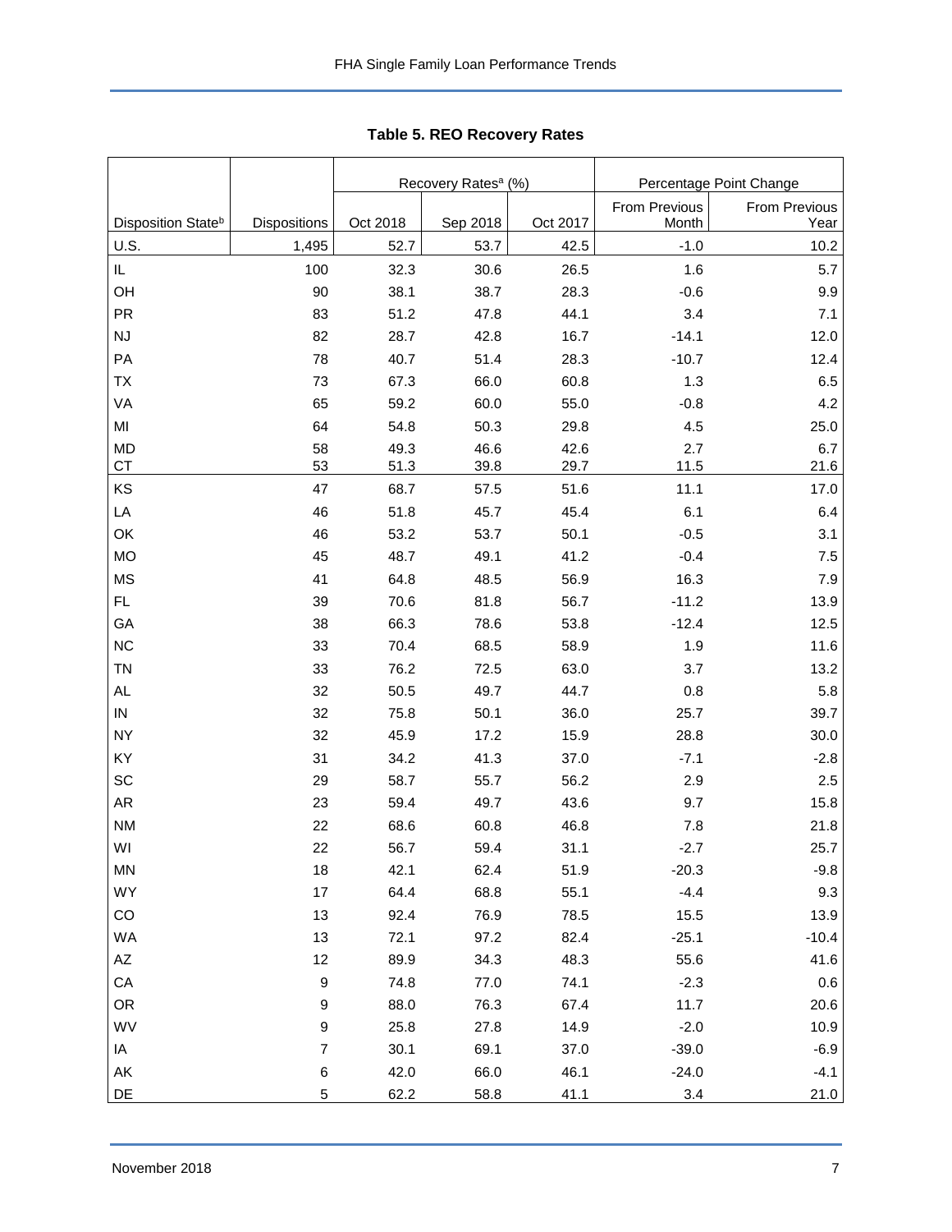**Table 5. REO Recovery Rates**

| | | Recovery Rates[a] (%) | | | Percentage Point Change | |
|---|---|---|---|---|---|---|
| Disposition State[b] | Dispositions | Oct 2018 | Sep 2018 | Oct 2017 | From Previous Month | From Previous Year |
| U.S. | 1,495 | 52.7 | 53.7 | 42.5 | -1.0 | 10.2 |
| IL | 100 | 32.3 | 30.6 | 26.5 | 1.6 | 5.7 |
| OH | 90 | 38.1 | 38.7 | 28.3 | -0.6 | 9.9 |
| PR | 83 | 51.2 | 47.8 | 44.1 | 3.4 | 7.1 |
| NJ | 82 | 28.7 | 42.8 | 16.7 | -14.1 | 12.0 |
| PA | 78 | 40.7 | 51.4 | 28.3 | -10.7 | 12.4 |
| TX | 73 | 67.3 | 66.0 | 60.8 | 1.3 | 6.5 |
| VA | 65 | 59.2 | 60.0 | 55.0 | -0.8 | 4.2 |
| MI | 64 | 54.8 | 50.3 | 29.8 | 4.5 | 25.0 |
| MD | 58 | 49.3 | 46.6 | 42.6 | 2.7 | 6.7 |
| CT | 53 | 51.3 | 39.8 | 29.7 | 11.5 | 21.6 |
| KS | 47 | 68.7 | 57.5 | 51.6 | 11.1 | 17.0 |
| LA | 46 | 51.8 | 45.7 | 45.4 | 6.1 | 6.4 |
| OK | 46 | 53.2 | 53.7 | 50.1 | -0.5 | 3.1 |
| MO | 45 | 48.7 | 49.1 | 41.2 | -0.4 | 7.5 |
| MS | 41 | 64.8 | 48.5 | 56.9 | 16.3 | 7.9 |
| FL | 39 | 70.6 | 81.8 | 56.7 | -11.2 | 13.9 |
| GA | 38 | 66.3 | 78.6 | 53.8 | -12.4 | 12.5 |
| NC | 33 | 70.4 | 68.5 | 58.9 | 1.9 | 11.6 |
| TN | 33 | 76.2 | 72.5 | 63.0 | 3.7 | 13.2 |
| AL | 32 | 50.5 | 49.7 | 44.7 | 0.8 | 5.8 |
| IN | 32 | 75.8 | 50.1 | 36.0 | 25.7 | 39.7 |
| NY | 32 | 45.9 | 17.2 | 15.9 | 28.8 | 30.0 |
| KY | 31 | 34.2 | 41.3 | 37.0 | -7.1 | -2.8 |
| SC | 29 | 58.7 | 55.7 | 56.2 | 2.9 | 2.5 |
| AR | 23 | 59.4 | 49.7 | 43.6 | 9.7 | 15.8 |
| NM | 22 | 68.6 | 60.8 | 46.8 | 7.8 | 21.8 |
| WI | 22 | 56.7 | 59.4 | 31.1 | -2.7 | 25.7 |
| MN | 18 | 42.1 | 62.4 | 51.9 | -20.3 | -9.8 |
| WY | 17 | 64.4 | 68.8 | 55.1 | -4.4 | 9.3 |
| CO | 13 | 92.4 | 76.9 | 78.5 | 15.5 | 13.9 |
| WA | 13 | 72.1 | 97.2 | 82.4 | -25.1 | -10.4 |
| AZ | 12 | 89.9 | 34.3 | 48.3 | 55.6 | 41.6 |
| CA | 9 | 74.8 | 77.0 | 74.1 | -2.3 | 0.6 |
| OR | 9 | 88.0 | 76.3 | 67.4 | 11.7 | 20.6 |
| WV | 9 | 25.8 | 27.8 | 14.9 | -2.0 | 10.9 |
| IA | 7 | 30.1 | 69.1 | 37.0 | -39.0 | -6.9 |
| AK | 6 | 42.0 | 66.0 | 46.1 | -24.0 | -4.1 |
| DE | 5 | 62.2 | 58.8 | 41.1 | 3.4 | 21.0 |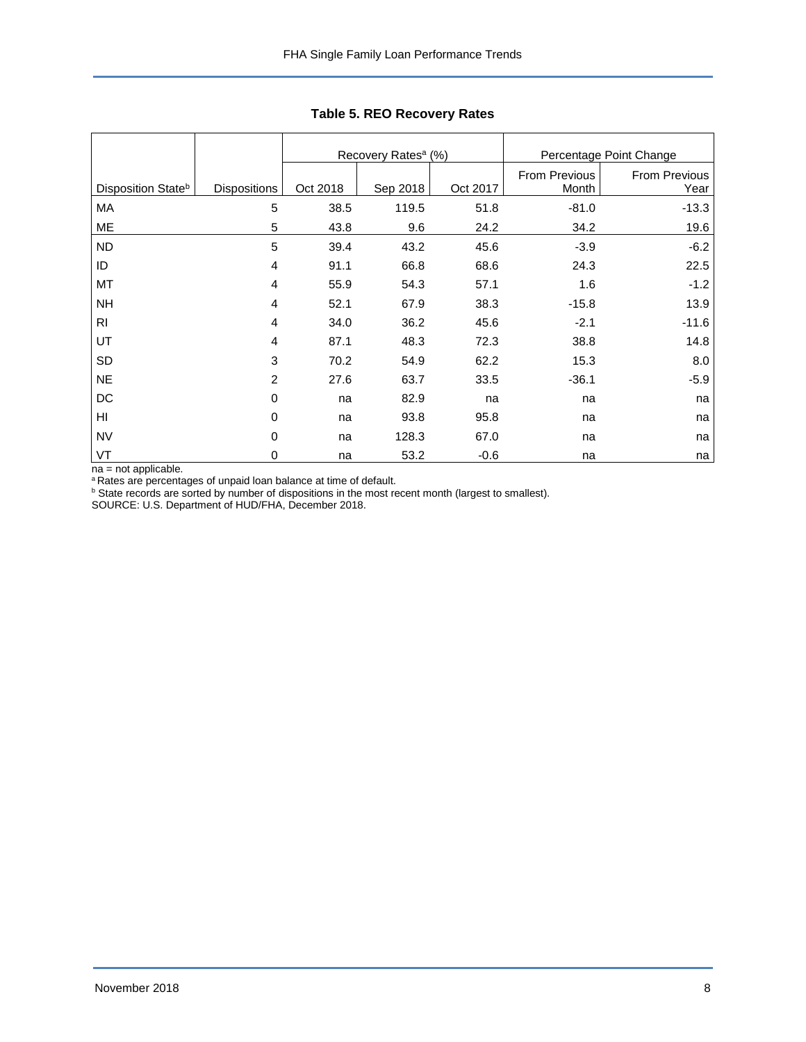**Table 5. REO Recovery Rates**

| | | Recovery Rates[a] (%) | | | Percentage Point Change | |
|---|---|---|---|---|---|---|
| Disposition State[b] | Dispositions | Oct 2018 | Sep 2018 | Oct 2017 | From Previous Month | From Previous Year |
| MA | 5 | 38.5 | 119.5 | 51.8 | -81.0 | -13.3 |
| ME | 5 | 43.8 | 9.6 | 24.2 | 34.2 | 19.6 |
| ND | 5 | 39.4 | 43.2 | 45.6 | -3.9 | -6.2 |
| ID | 4 | 91.1 | 66.8 | 68.6 | 24.3 | 22.5 |
| MT | 4 | 55.9 | 54.3 | 57.1 | 1.6 | -1.2 |
| NH | 4 | 52.1 | 67.9 | 38.3 | -15.8 | 13.9 |
| RI | 4 | 34.0 | 36.2 | 45.6 | -2.1 | -11.6 |
| UT | 4 | 87.1 | 48.3 | 72.3 | 38.8 | 14.8 |
| SD | 3 | 70.2 | 54.9 | 62.2 | 15.3 | 8.0 |
| NE | 2 | 27.6 | 63.7 | 33.5 | -36.1 | -5.9 |
| DC | 0 | na | 82.9 | na | na | na |
| HI | 0 | na | 93.8 | 95.8 | na | na |
| NV | 0 | na | 128.3 | 67.0 | na | na |
| VT | 0 | na | 53.2 | -0.6 | na | na |

na = not applicable.
[a] Rates are percentages of unpaid loan balance at time of default.
[b] State records are sorted by number of dispositions in the most recent month (largest to smallest).
SOURCE: U.S. Department of HUD/FHA, December 2018.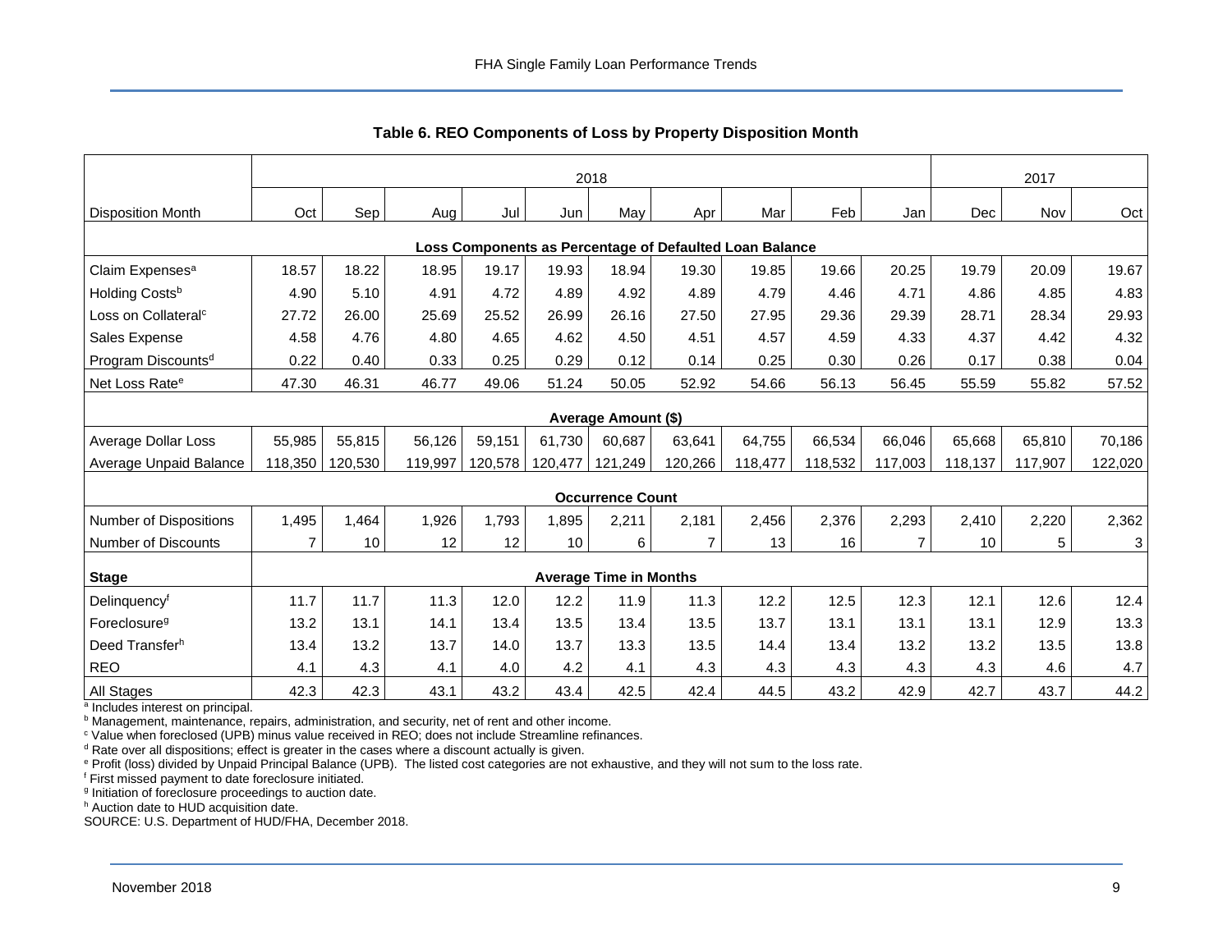## Table 6. REO Components of Loss by Property Disposition Month

| Disposition Month | 2018 Oct | Sep | Aug | Jul | Jun | May | Apr | Mar | Feb | Jan | 2017 Dec | Nov | Oct |
|---|---|---|---|---|---|---|---|---|---|---|---|---|---|
| **Loss Components as Percentage of Defaulted Loan Balance** | | | | | | | | | | | | | |
| Claim Expenses[a] | 18.57 | 18.22 | 18.95 | 19.17 | 19.93 | 18.94 | 19.30 | 19.85 | 19.66 | 20.25 | 19.79 | 20.09 | 19.67 |
| Holding Costs[b] | 4.90 | 5.10 | 4.91 | 4.72 | 4.89 | 4.92 | 4.89 | 4.79 | 4.46 | 4.71 | 4.86 | 4.85 | 4.83 |
| Loss on Collateral[c] | 27.72 | 26.00 | 25.69 | 25.52 | 26.99 | 26.16 | 27.50 | 27.95 | 29.36 | 29.39 | 28.71 | 28.34 | 29.93 |
| Sales Expense | 4.58 | 4.76 | 4.80 | 4.65 | 4.62 | 4.50 | 4.51 | 4.57 | 4.59 | 4.33 | 4.37 | 4.42 | 4.32 |
| Program Discounts[d] | 0.22 | 0.40 | 0.33 | 0.25 | 0.29 | 0.12 | 0.14 | 0.25 | 0.30 | 0.26 | 0.17 | 0.38 | 0.04 |
| Net Loss Rate[e] | 47.30 | 46.31 | 46.77 | 49.06 | 51.24 | 50.05 | 52.92 | 54.66 | 56.13 | 56.45 | 55.59 | 55.82 | 57.52 |
| **Average Amount ($)** | | | | | | | | | | | | | |
| Average Dollar Loss | 55,985 | 55,815 | 56,126 | 59,151 | 61,730 | 60,687 | 63,641 | 64,755 | 66,534 | 66,046 | 65,668 | 65,810 | 70,186 |
| Average Unpaid Balance | 118,350 | 120,530 | 119,997 | 120,578 | 120,477 | 121,249 | 120,266 | 118,477 | 118,532 | 117,003 | 118,137 | 117,907 | 122,020 |
| **Occurrence Count** | | | | | | | | | | | | | |
| Number of Dispositions | 1,495 | 1,464 | 1,926 | 1,793 | 1,895 | 2,211 | 2,181 | 2,456 | 2,376 | 2,293 | 2,410 | 2,220 | 2,362 |
| Number of Discounts | 7 | 10 | 12 | 12 | 10 | 6 | 7 | 13 | 16 | 7 | 10 | 5 | 3 |
| **Stage** | **Average Time in Months** | | | | | | | | | | | | |
| Delinquency[f] | 11.7 | 11.7 | 11.3 | 12.0 | 12.2 | 11.9 | 11.3 | 12.2 | 12.5 | 12.3 | 12.1 | 12.6 | 12.4 |
| Foreclosure[g] | 13.2 | 13.1 | 14.1 | 13.4 | 13.5 | 13.4 | 13.5 | 13.7 | 13.1 | 13.1 | 13.1 | 12.9 | 13.3 |
| Deed Transfer[h] | 13.4 | 13.2 | 13.7 | 14.0 | 13.7 | 13.3 | 13.5 | 14.4 | 13.4 | 13.2 | 13.2 | 13.5 | 13.8 |
| REO | 4.1 | 4.3 | 4.1 | 4.0 | 4.2 | 4.1 | 4.3 | 4.3 | 4.3 | 4.3 | 4.3 | 4.6 | 4.7 |
| All Stages | 42.3 | 42.3 | 43.1 | 43.2 | 43.4 | 42.5 | 42.4 | 44.5 | 43.2 | 42.9 | 42.7 | 43.7 | 44.2 |

[a] Includes interest on principal.
[b] Management, maintenance, repairs, administration, and security, net of rent and other income.
[c] Value when foreclosed (UPB) minus value received in REO; does not include Streamline refinances.
[d] Rate over all dispositions; effect is greater in the cases where a discount actually is given.
[e] Profit (loss) divided by Unpaid Principal Balance (UPB). The listed cost categories are not exhaustive, and they will not sum to the loss rate.
[f] First missed payment to date foreclosure initiated.
[g] Initiation of foreclosure proceedings to auction date.
[h] Auction date to HUD acquisition date.
SOURCE: U.S. Department of HUD/FHA, December 2018.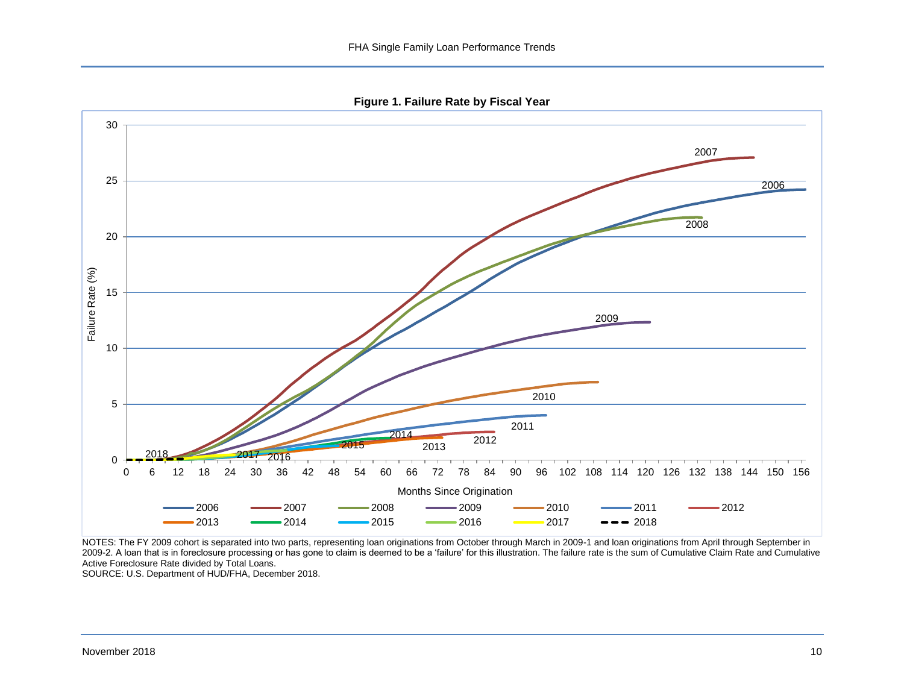**Figure 1. Failure Rate by Fiscal Year**

Failure Rate (%)

30
25
20
15
10
5
0

Months Since Origination

0 6 12 18 24 30 36 42 48 54 60 66 72 78 84 90 96 102 108 114 120 126 132 138 144 150 156

2007
2006
2008
2009
2010
2011
2012
2013
2014
2015
2016
2017
2018

2006 2007 2008 2009 2010 2011 2012
2013 2014 2015 2016 2017 2018

NOTES: The FY 2009 cohort is separated into two parts, representing loan originations from October through March in 2009-1 and loan originations from April through September in 2009-2. A loan that is in foreclosure processing or has gone to claim is deemed to be a 'failure' for this illustration. The failure rate is the sum of Cumulative Claim Rate and Cumulative Active Foreclosure Rate divided by Total Loans.

SOURCE: U.S. Department of HUD/FHA, December 2018.